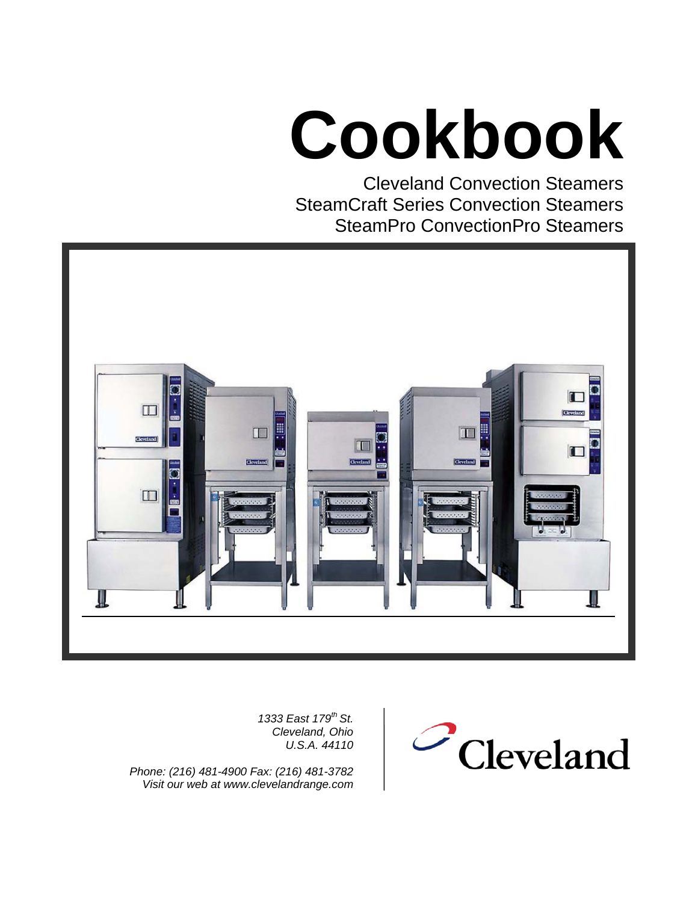# Cookbook

Cleveland Convection Steamers
SteamCraft Series Convection Steamers
SteamPro ConvectionPro Steamers

*1333 East 179th St.*
*Cleveland, Ohio*
*U.S.A. 44110*

*Phone: (216) 481-4900 Fax: (216) 481-3782*
*Visit our web at www.clevelandrange.com*

Cleveland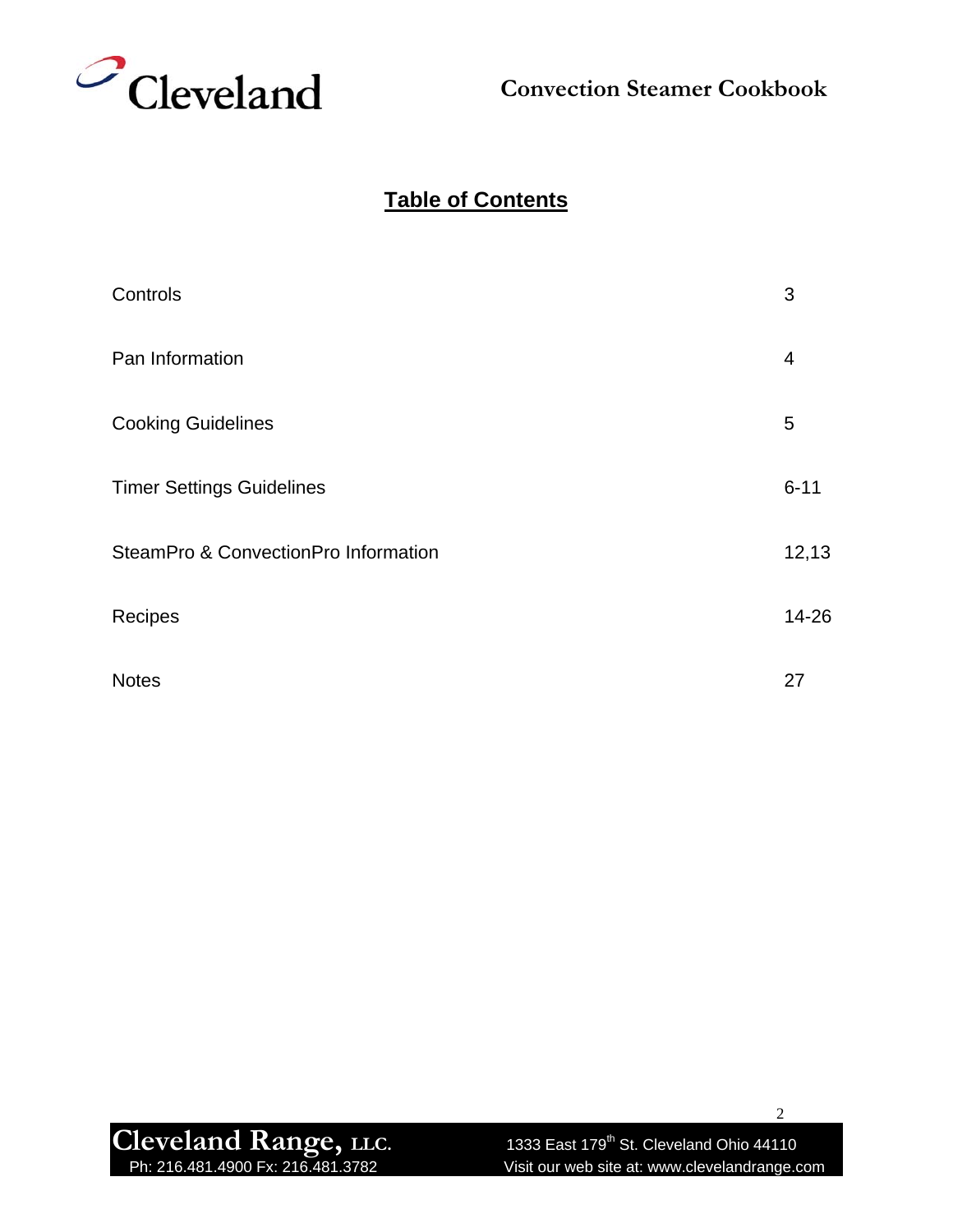# Table of Contents

| | |
|---|---|
| Controls | 3 |
| Pan Information | 4 |
| Cooking Guidelines | 5 |
| Timer Settings Guidelines | 6-11 |
| SteamPro & ConvectionPro Information | 12,13 |
| Recipes | 14-26 |
| Notes | 27 |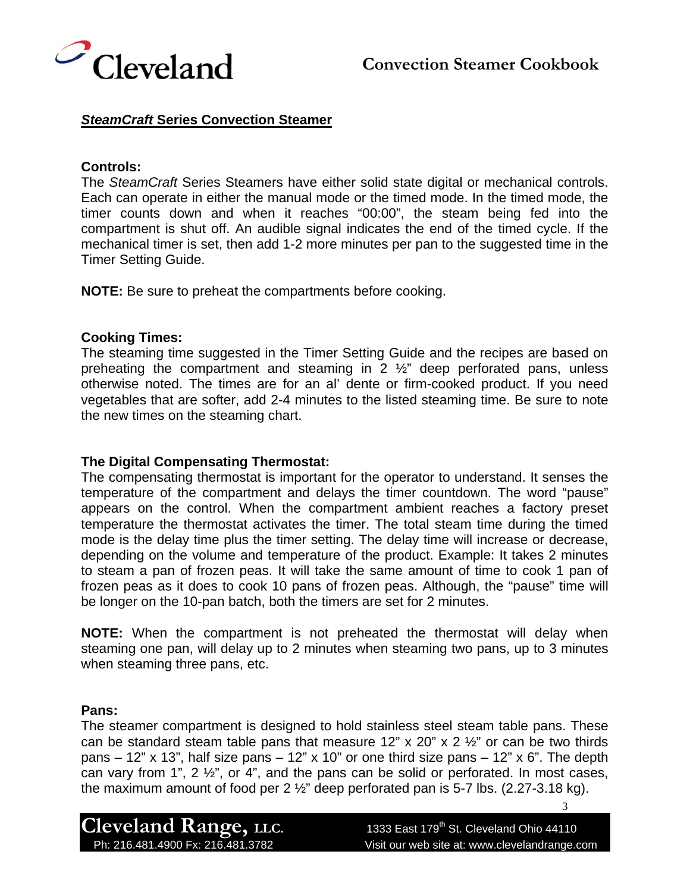## ***SteamCraft* Series Convection Steamer**

**Controls:**
The *SteamCraft* Series Steamers have either solid state digital or mechanical controls. Each can operate in either the manual mode or the timed mode. In the timed mode, the timer counts down and when it reaches "00:00", the steam being fed into the compartment is shut off. An audible signal indicates the end of the timed cycle. If the mechanical timer is set, then add 1-2 more minutes per pan to the suggested time in the Timer Setting Guide.

**NOTE:** Be sure to preheat the compartments before cooking.

**Cooking Times:**
The steaming time suggested in the Timer Setting Guide and the recipes are based on preheating the compartment and steaming in 2 ½" deep perforated pans, unless otherwise noted. The times are for an al' dente or firm-cooked product. If you need vegetables that are softer, add 2-4 minutes to the listed steaming time. Be sure to note the new times on the steaming chart.

**The Digital Compensating Thermostat:**
The compensating thermostat is important for the operator to understand. It senses the temperature of the compartment and delays the timer countdown. The word "pause" appears on the control. When the compartment ambient reaches a factory preset temperature the thermostat activates the timer. The total steam time during the timed mode is the delay time plus the timer setting. The delay time will increase or decrease, depending on the volume and temperature of the product. Example: It takes 2 minutes to steam a pan of frozen peas. It will take the same amount of time to cook 1 pan of frozen peas as it does to cook 10 pans of frozen peas. Although, the "pause" time will be longer on the 10-pan batch, both the timers are set for 2 minutes.

**NOTE:** When the compartment is not preheated the thermostat will delay when steaming one pan, will delay up to 2 minutes when steaming two pans, up to 3 minutes when steaming three pans, etc.

**Pans:**
The steamer compartment is designed to hold stainless steel steam table pans. These can be standard steam table pans that measure 12" x 20" x 2 ½" or can be two thirds pans – 12" x 13", half size pans – 12" x 10" or one third size pans – 12" x 6". The depth can vary from 1", 2 ½", or 4", and the pans can be solid or perforated. In most cases, the maximum amount of food per 2 ½" deep perforated pan is 5-7 lbs. (2.27-3.18 kg).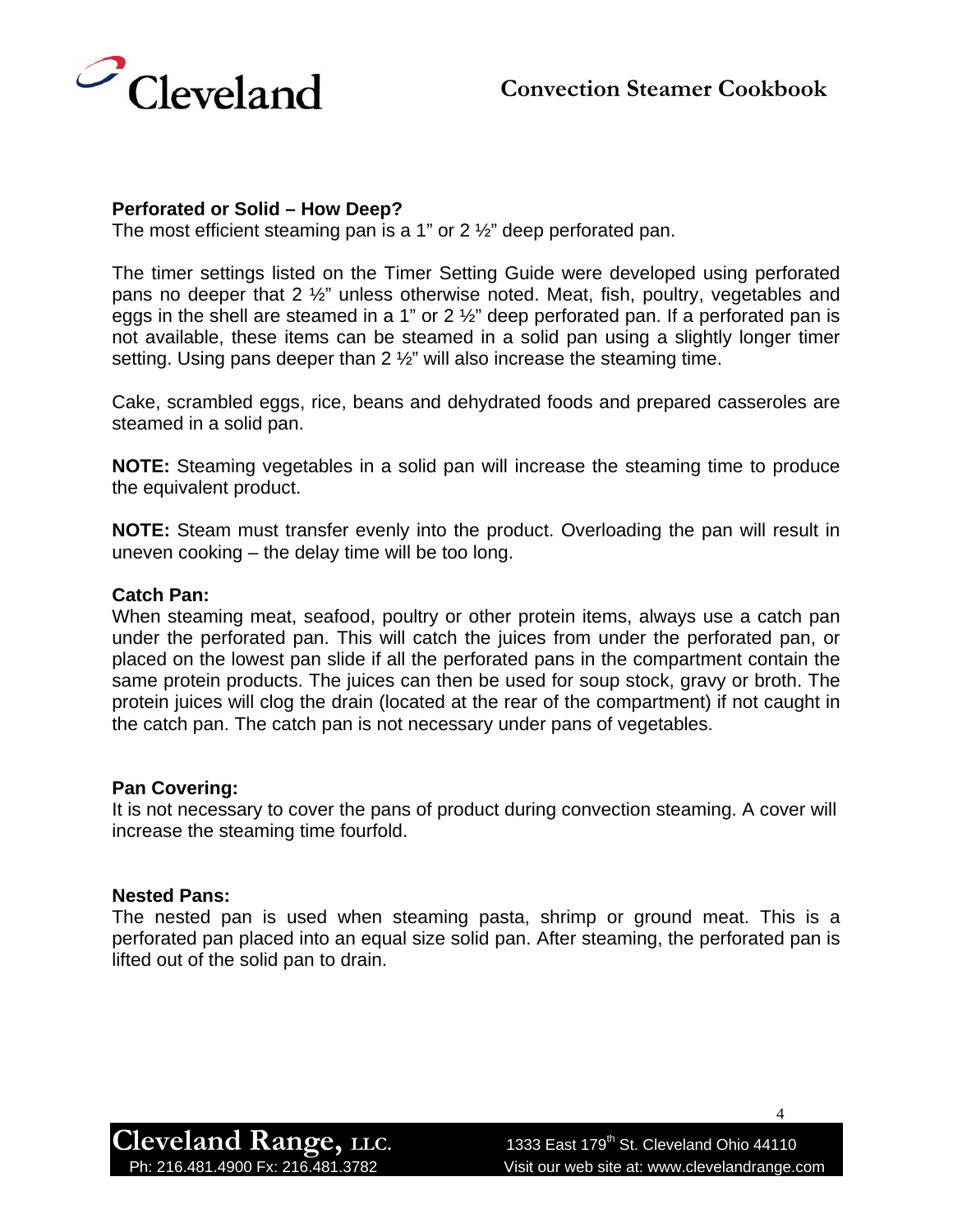### Perforated or Solid – How Deep?

The most efficient steaming pan is a 1" or 2 ½" deep perforated pan.

The timer settings listed on the Timer Setting Guide were developed using perforated pans no deeper that 2 ½" unless otherwise noted. Meat, fish, poultry, vegetables and eggs in the shell are steamed in a 1" or 2 ½" deep perforated pan. If a perforated pan is not available, these items can be steamed in a solid pan using a slightly longer timer setting. Using pans deeper than 2 ½" will also increase the steaming time.

Cake, scrambled eggs, rice, beans and dehydrated foods and prepared casseroles are steamed in a solid pan.

**NOTE:** Steaming vegetables in a solid pan will increase the steaming time to produce the equivalent product.

**NOTE:** Steam must transfer evenly into the product. Overloading the pan will result in uneven cooking – the delay time will be too long.

### Catch Pan:

When steaming meat, seafood, poultry or other protein items, always use a catch pan under the perforated pan. This will catch the juices from under the perforated pan, or placed on the lowest pan slide if all the perforated pans in the compartment contain the same protein products. The juices can then be used for soup stock, gravy or broth. The protein juices will clog the drain (located at the rear of the compartment) if not caught in the catch pan. The catch pan is not necessary under pans of vegetables.

### Pan Covering:

It is not necessary to cover the pans of product during convection steaming. A cover will increase the steaming time fourfold.

### Nested Pans:

The nested pan is used when steaming pasta, shrimp or ground meat. This is a perforated pan placed into an equal size solid pan. After steaming, the perforated pan is lifted out of the solid pan to drain.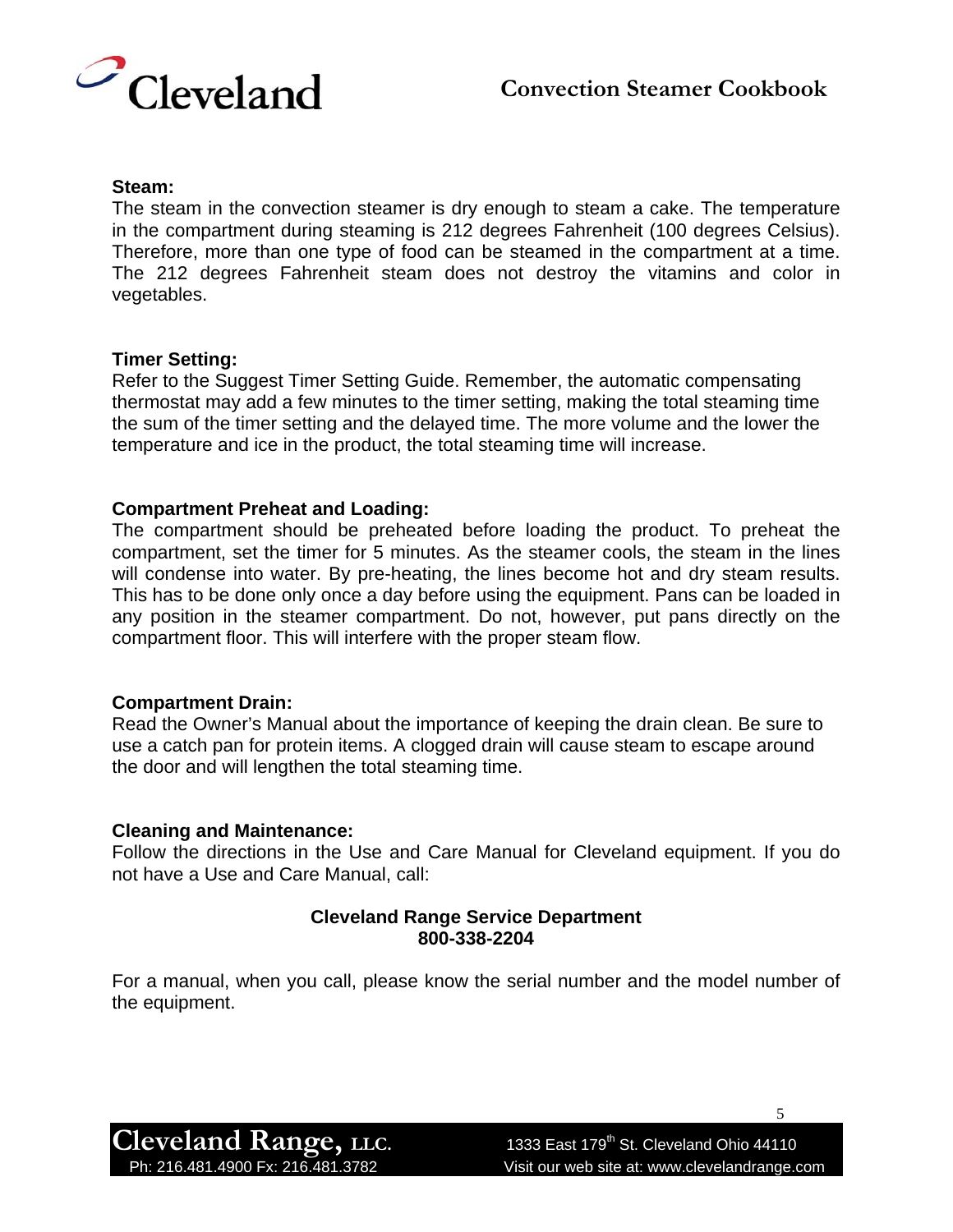**Steam:**

The steam in the convection steamer is dry enough to steam a cake. The temperature in the compartment during steaming is 212 degrees Fahrenheit (100 degrees Celsius). Therefore, more than one type of food can be steamed in the compartment at a time. The 212 degrees Fahrenheit steam does not destroy the vitamins and color in vegetables.

**Timer Setting:**

Refer to the Suggest Timer Setting Guide. Remember, the automatic compensating thermostat may add a few minutes to the timer setting, making the total steaming time the sum of the timer setting and the delayed time. The more volume and the lower the temperature and ice in the product, the total steaming time will increase.

**Compartment Preheat and Loading:**

The compartment should be preheated before loading the product. To preheat the compartment, set the timer for 5 minutes. As the steamer cools, the steam in the lines will condense into water. By pre-heating, the lines become hot and dry steam results. This has to be done only once a day before using the equipment. Pans can be loaded in any position in the steamer compartment. Do not, however, put pans directly on the compartment floor. This will interfere with the proper steam flow.

**Compartment Drain:**

Read the Owner's Manual about the importance of keeping the drain clean. Be sure to use a catch pan for protein items. A clogged drain will cause steam to escape around the door and will lengthen the total steaming time.

**Cleaning and Maintenance:**

Follow the directions in the Use and Care Manual for Cleveland equipment. If you do not have a Use and Care Manual, call:

**Cleveland Range Service Department**
**800-338-2204**

For a manual, when you call, please know the serial number and the model number of the equipment.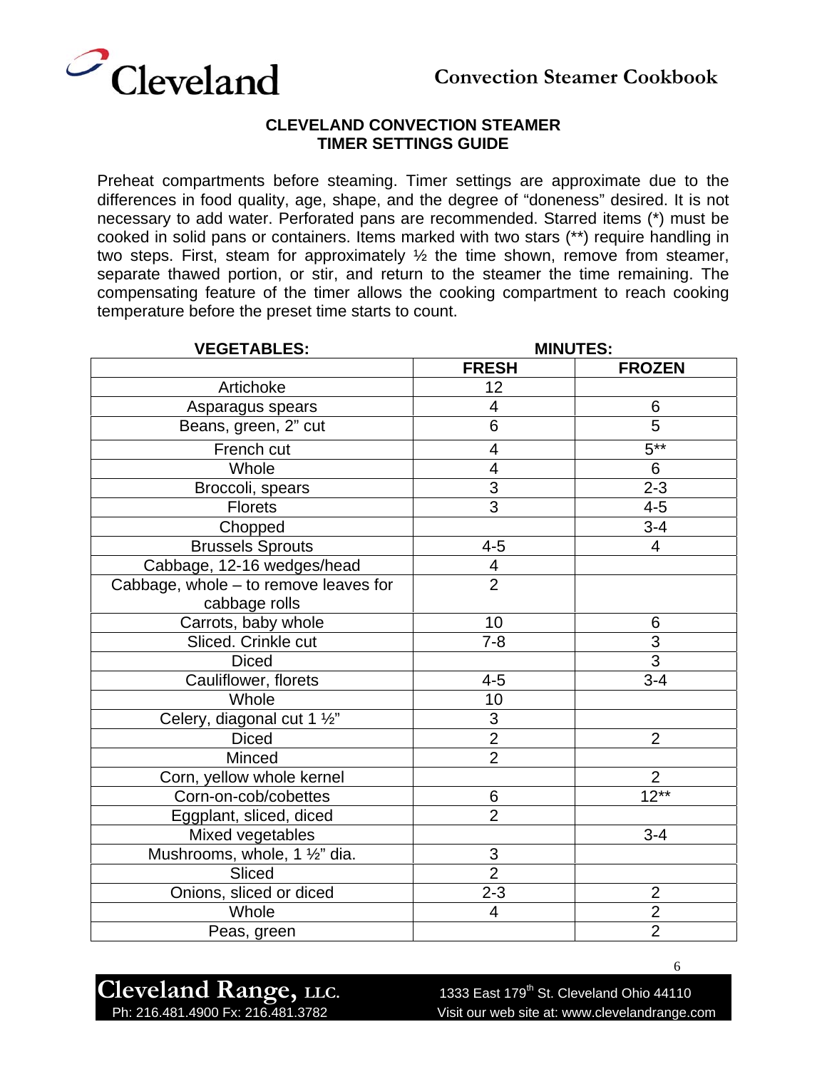## CLEVELAND CONVECTION STEAMER
## TIMER SETTINGS GUIDE

Preheat compartments before steaming. Timer settings are approximate due to the differences in food quality, age, shape, and the degree of "doneness" desired. It is not necessary to add water. Perforated pans are recommended. Starred items (*) must be cooked in solid pans or containers. Items marked with two stars (**) require handling in two steps. First, steam for approximately ½ the time shown, remove from steamer, separate thawed portion, or stir, and return to the steamer the time remaining. The compensating feature of the timer allows the cooking compartment to reach cooking temperature before the preset time starts to count.

| VEGETABLES: | MINUTES: | |
|---|---|---|
| | FRESH | FROZEN |
| Artichoke | 12 | |
| Asparagus spears | 4 | 6 |
| Beans, green, 2" cut | 6 | 5 |
| French cut | 4 | 5** |
| Whole | 4 | 6 |
| Broccoli, spears | 3 | 2-3 |
| Florets | 3 | 4-5 |
| Chopped | | 3-4 |
| Brussels Sprouts | 4-5 | 4 |
| Cabbage, 12-16 wedges/head | 4 | |
| Cabbage, whole – to remove leaves for cabbage rolls | 2 | |
| Carrots, baby whole | 10 | 6 |
| Sliced. Crinkle cut | 7-8 | 3 |
| Diced | | 3 |
| Cauliflower, florets | 4-5 | 3-4 |
| Whole | 10 | |
| Celery, diagonal cut 1 ½" | 3 | |
| Diced | 2 | 2 |
| Minced | 2 | |
| Corn, yellow whole kernel | | 2 |
| Corn-on-cob/cobettes | 6 | 12** |
| Eggplant, sliced, diced | 2 | |
| Mixed vegetables | | 3-4 |
| Mushrooms, whole, 1 ½" dia. | 3 | |
| Sliced | 2 | |
| Onions, sliced or diced | 2-3 | 2 |
| Whole | 4 | 2 |
| Peas, green | | 2 |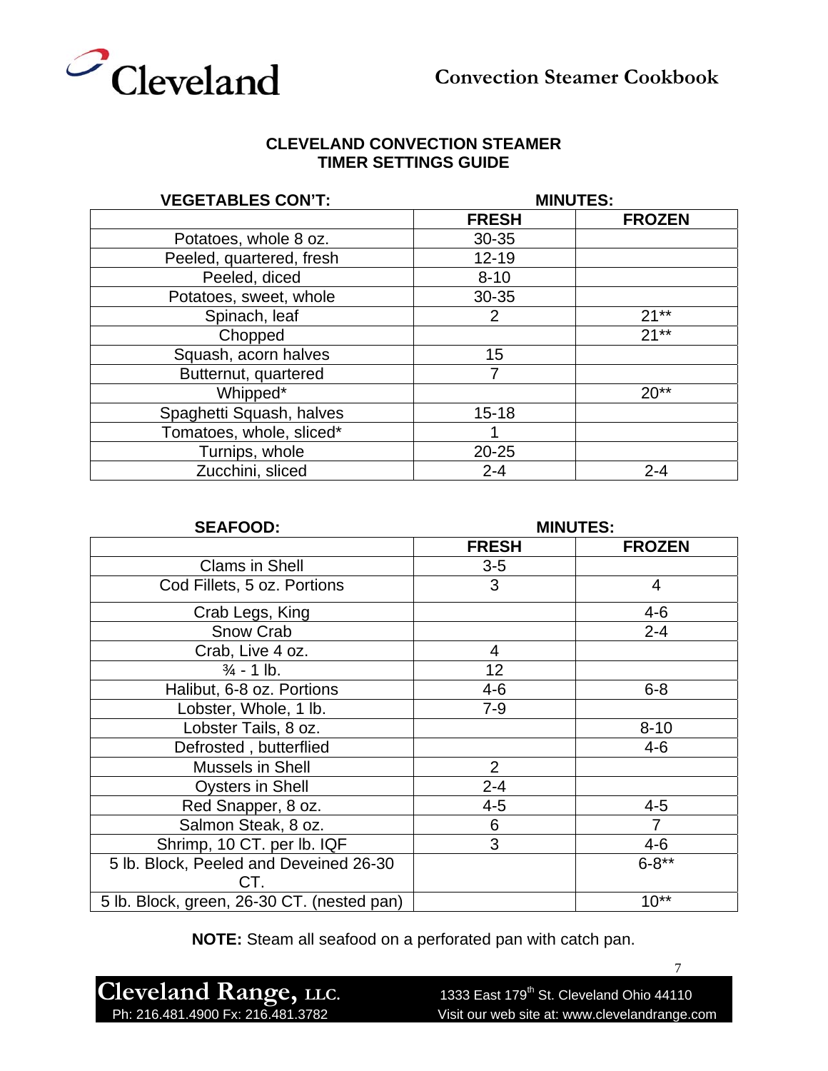## CLEVELAND CONVECTION STEAMER
## TIMER SETTINGS GUIDE

| VEGETABLES CON'T: | MINUTES: | |
|---|---|---|
| | **FRESH** | **FROZEN** |
| Potatoes, whole 8 oz. | 30-35 | |
| Peeled, quartered, fresh | 12-19 | |
| Peeled, diced | 8-10 | |
| Potatoes, sweet, whole | 30-35 | |
| Spinach, leaf | 2 | 21** |
| Chopped | | 21** |
| Squash, acorn halves | 15 | |
| Butternut, quartered | 7 | |
| Whipped* | | 20** |
| Spaghetti Squash, halves | 15-18 | |
| Tomatoes, whole, sliced* | 1 | |
| Turnips, whole | 20-25 | |
| Zucchini, sliced | 2-4 | 2-4 |

| SEAFOOD: | MINUTES: | |
|---|---|---|
| | **FRESH** | **FROZEN** |
| Clams in Shell | 3-5 | |
| Cod Fillets, 5 oz. Portions | 3 | 4 |
| Crab Legs, King | | 4-6 |
| Snow Crab | | 2-4 |
| Crab, Live 4 oz. | 4 | |
| ¾ - 1 lb. | 12 | |
| Halibut, 6-8 oz. Portions | 4-6 | 6-8 |
| Lobster, Whole, 1 lb. | 7-9 | |
| Lobster Tails, 8 oz. | | 8-10 |
| Defrosted , butterflied | | 4-6 |
| Mussels in Shell | 2 | |
| Oysters in Shell | 2-4 | |
| Red Snapper, 8 oz. | 4-5 | 4-5 |
| Salmon Steak, 8 oz. | 6 | 7 |
| Shrimp, 10 CT. per lb. IQF | 3 | 4-6 |
| 5 lb. Block, Peeled and Deveined 26-30 CT. | | 6-8** |
| 5 lb. Block, green, 26-30 CT. (nested pan) | | 10** |

**NOTE:** Steam all seafood on a perforated pan with catch pan.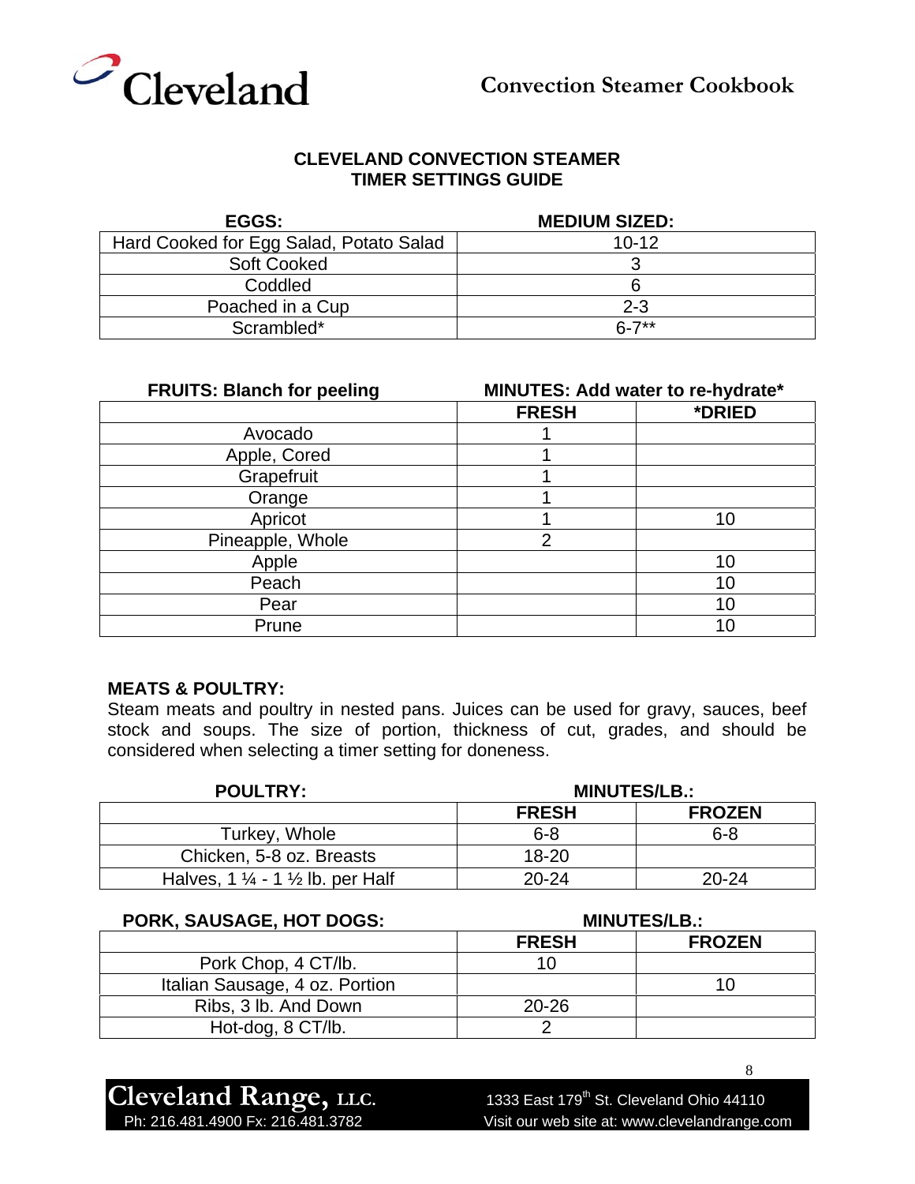## CLEVELAND CONVECTION STEAMER
## TIMER SETTINGS GUIDE

| EGGS: | MEDIUM SIZED: |
|---|---|
| Hard Cooked for Egg Salad, Potato Salad | 10-12 |
| Soft Cooked | 3 |
| Coddled | 6 |
| Poached in a Cup | 2-3 |
| Scrambled* | 6-7** |

| FRUITS: Blanch for peeling | MINUTES: Add water to re-hydrate* | |
|---|---|---|
| | FRESH | *DRIED |
| Avocado | 1 | |
| Apple, Cored | 1 | |
| Grapefruit | 1 | |
| Orange | 1 | |
| Apricot | 1 | 10 |
| Pineapple, Whole | 2 | |
| Apple | | 10 |
| Peach | | 10 |
| Pear | | 10 |
| Prune | | 10 |

**MEATS & POULTRY:**

Steam meats and poultry in nested pans. Juices can be used for gravy, sauces, beef stock and soups. The size of portion, thickness of cut, grades, and should be considered when selecting a timer setting for doneness.

| POULTRY: | MINUTES/LB.: | |
|---|---|---|
| | FRESH | FROZEN |
| Turkey, Whole | 6-8 | 6-8 |
| Chicken, 5-8 oz. Breasts | 18-20 | |
| Halves, 1 ¼ - 1 ½ lb. per Half | 20-24 | 20-24 |

| PORK, SAUSAGE, HOT DOGS: | MINUTES/LB.: | |
|---|---|---|
| | FRESH | FROZEN |
| Pork Chop, 4 CT/lb. | 10 | |
| Italian Sausage, 4 oz. Portion | | 10 |
| Ribs, 3 lb. And Down | 20-26 | |
| Hot-dog, 8 CT/lb. | 2 | |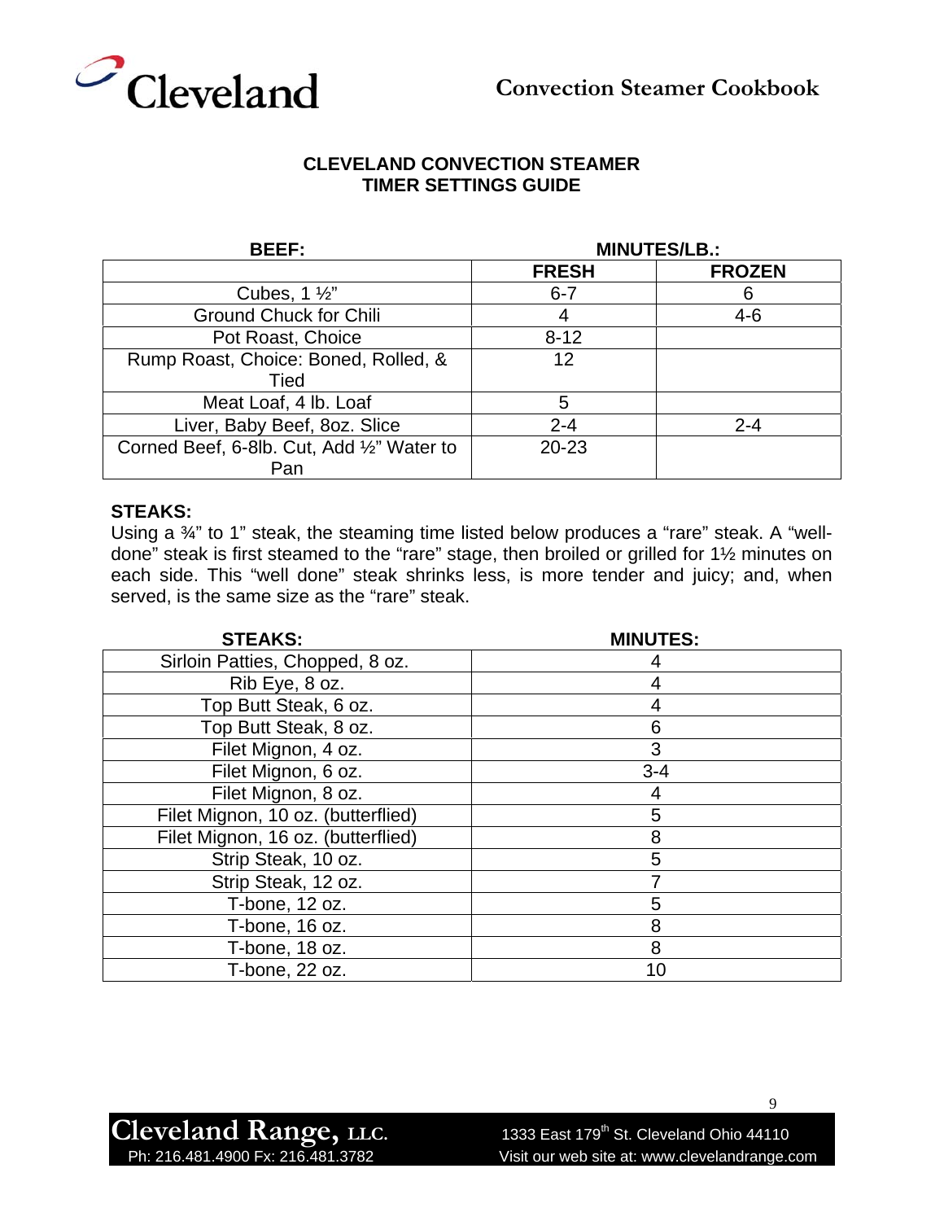## CLEVELAND CONVECTION STEAMER
## TIMER SETTINGS GUIDE

| BEEF: | MINUTES/LB.: | |
|---|---|---|
| | FRESH | FROZEN |
| Cubes, 1 ½" | 6-7 | 6 |
| Ground Chuck for Chili | 4 | 4-6 |
| Pot Roast, Choice | 8-12 | |
| Rump Roast, Choice: Boned, Rolled, & Tied | 12 | |
| Meat Loaf, 4 lb. Loaf | 5 | |
| Liver, Baby Beef, 8oz. Slice | 2-4 | 2-4 |
| Corned Beef, 6-8lb. Cut, Add ½" Water to Pan | 20-23 | |

**STEAKS:**
Using a ¾" to 1" steak, the steaming time listed below produces a "rare" steak. A "well-done" steak is first steamed to the "rare" stage, then broiled or grilled for 1½ minutes on each side. This "well done" steak shrinks less, is more tender and juicy; and, when served, is the same size as the "rare" steak.

| STEAKS: | MINUTES: |
|---|---|
| Sirloin Patties, Chopped, 8 oz. | 4 |
| Rib Eye, 8 oz. | 4 |
| Top Butt Steak, 6 oz. | 4 |
| Top Butt Steak, 8 oz. | 6 |
| Filet Mignon, 4 oz. | 3 |
| Filet Mignon, 6 oz. | 3-4 |
| Filet Mignon, 8 oz. | 4 |
| Filet Mignon, 10 oz. (butterflied) | 5 |
| Filet Mignon, 16 oz. (butterflied) | 8 |
| Strip Steak, 10 oz. | 5 |
| Strip Steak, 12 oz. | 7 |
| T-bone, 12 oz. | 5 |
| T-bone, 16 oz. | 8 |
| T-bone, 18 oz. | 8 |
| T-bone, 22 oz. | 10 |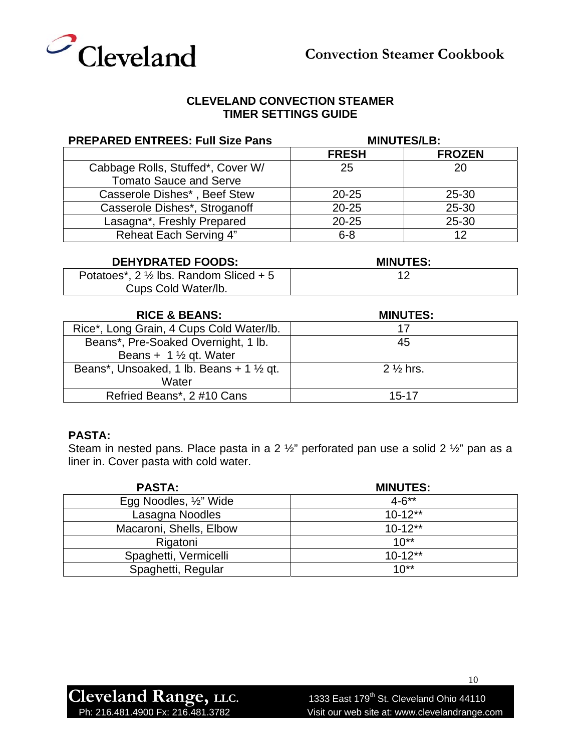## CLEVELAND CONVECTION STEAMER TIMER SETTINGS GUIDE

| PREPARED ENTREES: Full Size Pans | MINUTES/LB: | |
|---|---|---|
| | FRESH | FROZEN |
| Cabbage Rolls, Stuffed*, Cover W/ Tomato Sauce and Serve | 25 | 20 |
| Casserole Dishes* , Beef Stew | 20-25 | 25-30 |
| Casserole Dishes*, Stroganoff | 20-25 | 25-30 |
| Lasagna*, Freshly Prepared | 20-25 | 25-30 |
| Reheat Each Serving 4" | 6-8 | 12 |

| DEHYDRATED FOODS: | MINUTES: |
|---|---|
| Potatoes*, 2 ½ lbs. Random Sliced + 5 Cups Cold Water/lb. | 12 |

| RICE & BEANS: | MINUTES: |
|---|---|
| Rice*, Long Grain, 4 Cups Cold Water/lb. | 17 |
| Beans*, Pre-Soaked Overnight, 1 lb. Beans + 1 ½ qt. Water | 45 |
| Beans*, Unsoaked, 1 lb. Beans + 1 ½ qt. Water | 2 ½ hrs. |
| Refried Beans*, 2 #10 Cans | 15-17 |

**PASTA:**
Steam in nested pans. Place pasta in a 2 ½" perforated pan use a solid 2 ½" pan as a liner in. Cover pasta with cold water.

| PASTA: | MINUTES: |
|---|---|
| Egg Noodles, ½" Wide | 4-6** |
| Lasagna Noodles | 10-12** |
| Macaroni, Shells, Elbow | 10-12** |
| Rigatoni | 10** |
| Spaghetti, Vermicelli | 10-12** |
| Spaghetti, Regular | 10** |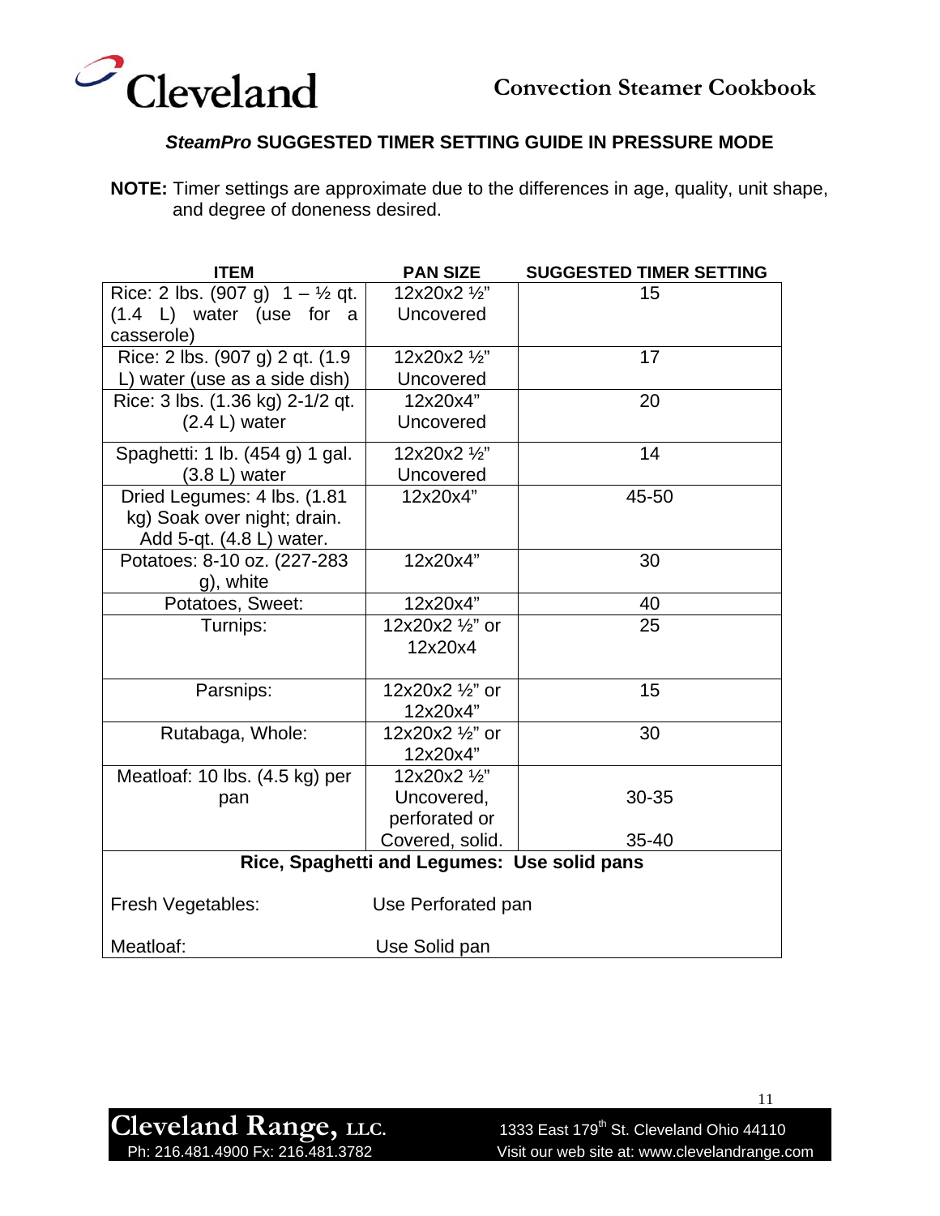## *SteamPro* SUGGESTED TIMER SETTING GUIDE IN PRESSURE MODE

**NOTE:** Timer settings are approximate due to the differences in age, quality, unit shape, and degree of doneness desired.

| ITEM | PAN SIZE | SUGGESTED TIMER SETTING |
|---|---|---|
| Rice: 2 lbs. (907 g) 1 – ½ qt. (1.4 L) water (use for a casserole) | 12x20x2 ½" Uncovered | 15 |
| Rice: 2 lbs. (907 g) 2 qt. (1.9 L) water (use as a side dish) | 12x20x2 ½" Uncovered | 17 |
| Rice: 3 lbs. (1.36 kg) 2-1/2 qt. (2.4 L) water | 12x20x4" Uncovered | 20 |
| Spaghetti: 1 lb. (454 g) 1 gal. (3.8 L) water | 12x20x2 ½" Uncovered | 14 |
| Dried Legumes: 4 lbs. (1.81 kg) Soak over night; drain. Add 5-qt. (4.8 L) water. | 12x20x4" | 45-50 |
| Potatoes: 8-10 oz. (227-283 g), white | 12x20x4" | 30 |
| Potatoes, Sweet: | 12x20x4" | 40 |
| Turnips: | 12x20x2 ½" or 12x20x4 | 25 |
| Parsnips: | 12x20x2 ½" or 12x20x4" | 15 |
| Rutabaga, Whole: | 12x20x2 ½" or 12x20x4" | 30 |
| Meatloaf: 10 lbs. (4.5 kg) per pan | 12x20x2 ½" Uncovered, perforated or Covered, solid. | 30-35<br>35-40 |
| **Rice, Spaghetti and Legumes: Use solid pans** | | |
| Fresh Vegetables: | Use Perforated pan | |
| Meatloaf: | Use Solid pan | |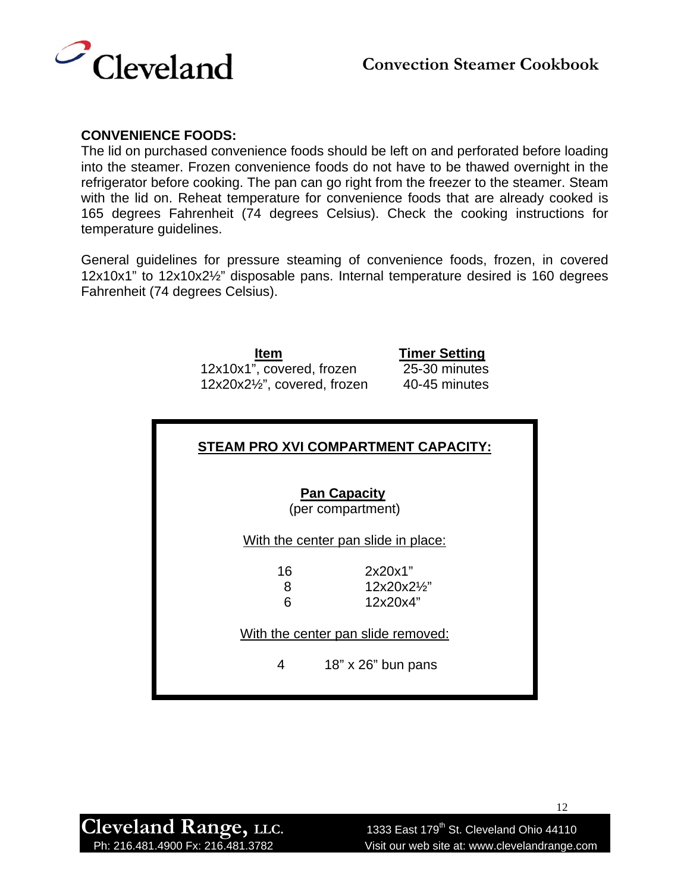## CONVENIENCE FOODS:

The lid on purchased convenience foods should be left on and perforated before loading into the steamer. Frozen convenience foods do not have to be thawed overnight in the refrigerator before cooking. The pan can go right from the freezer to the steamer. Steam with the lid on. Reheat temperature for convenience foods that are already cooked is 165 degrees Fahrenheit (74 degrees Celsius). Check the cooking instructions for temperature guidelines.

General guidelines for pressure steaming of convenience foods, frozen, in covered 12x10x1" to 12x10x2½" disposable pans. Internal temperature desired is 160 degrees Fahrenheit (74 degrees Celsius).

| Item | Timer Setting |
|---|---|
| 12x10x1", covered, frozen | 25-30 minutes |
| 12x20x2½", covered, frozen | 40-45 minutes |

### STEAM PRO XVI COMPARTMENT CAPACITY:

**Pan Capacity**
(per compartment)

With the center pan slide in place:

| | |
|---|---|
| 16 | 2x20x1" |
| 8 | 12x20x2½" |
| 6 | 12x20x4" |

With the center pan slide removed:

| | |
|---|---|
| 4 | 18" x 26" bun pans |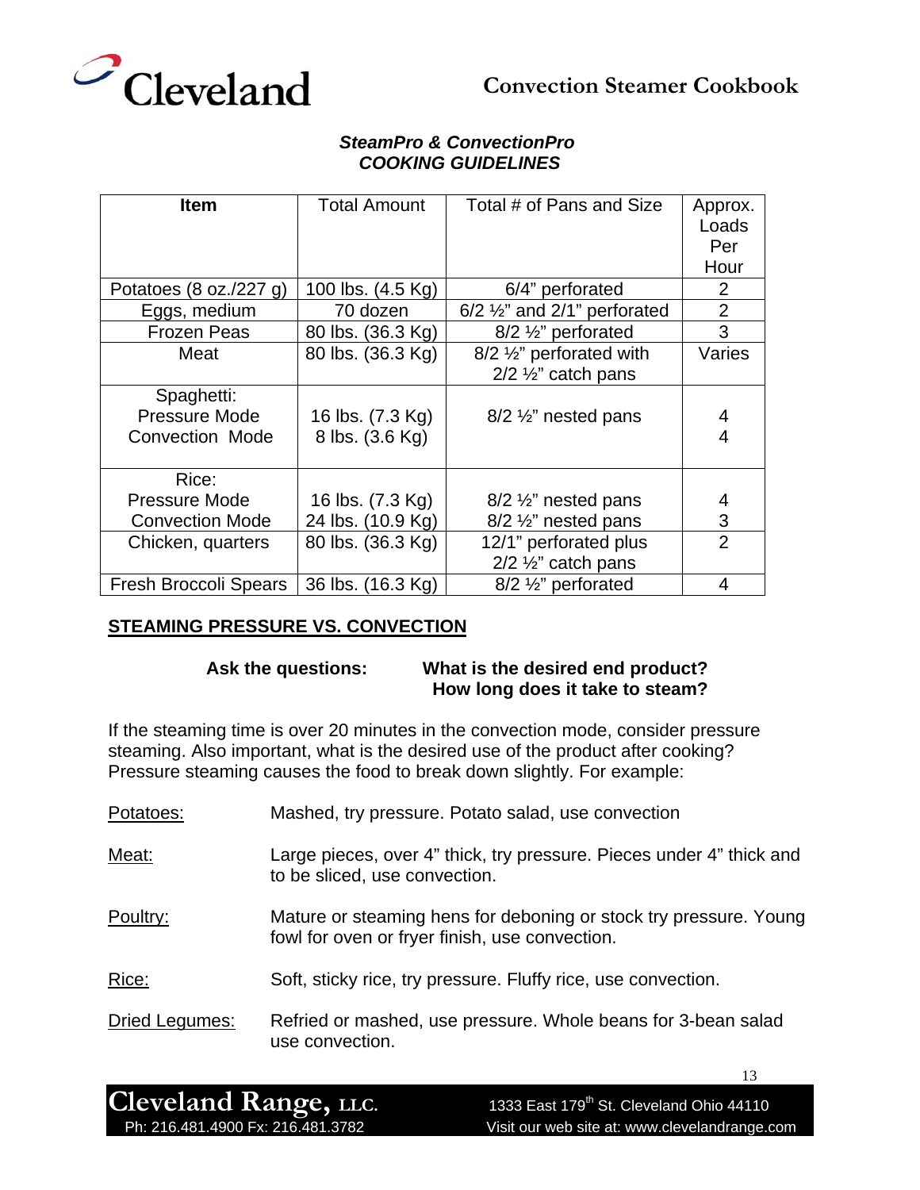## *SteamPro & ConvectionPro COOKING GUIDELINES*

| **Item** | Total Amount | Total # of Pans and Size | Approx. Loads Per Hour |
|---|---|---|---|
| Potatoes (8 oz./227 g) | 100 lbs. (4.5 Kg) | 6/4" perforated | 2 |
| Eggs, medium | 70 dozen | 6/2 ½" and 2/1" perforated | 2 |
| Frozen Peas | 80 lbs. (36.3 Kg) | 8/2 ½" perforated | 3 |
| Meat | 80 lbs. (36.3 Kg) | 8/2 ½" perforated with 2/2 ½" catch pans | Varies |
| Spaghetti:<br>Pressure Mode<br>Convection Mode | <br>16 lbs. (7.3 Kg)<br>8 lbs. (3.6 Kg) | 8/2 ½" nested pans | <br>4<br>4 |
| Rice:<br>Pressure Mode<br>Convection Mode | <br>16 lbs. (7.3 Kg)<br>24 lbs. (10.9 Kg) | <br>8/2 ½" nested pans<br>8/2 ½" nested pans | <br>4<br>3 |
| Chicken, quarters | 80 lbs. (36.3 Kg) | 12/1" perforated plus 2/2 ½" catch pans | 2 |
| Fresh Broccoli Spears | 36 lbs. (16.3 Kg) | 8/2 ½" perforated | 4 |

## STEAMING PRESSURE VS. CONVECTION

**Ask the questions: What is the desired end product? How long does it take to steam?**

If the steaming time is over 20 minutes in the convection mode, consider pressure steaming. Also important, what is the desired use of the product after cooking? Pressure steaming causes the food to break down slightly. For example:

Potatoes: Mashed, try pressure. Potato salad, use convection

Meat: Large pieces, over 4" thick, try pressure. Pieces under 4" thick and to be sliced, use convection.

Poultry: Mature or steaming hens for deboning or stock try pressure. Young fowl for oven or fryer finish, use convection.

Rice: Soft, sticky rice, try pressure. Fluffy rice, use convection.

Dried Legumes: Refried or mashed, use pressure. Whole beans for 3-bean salad use convection.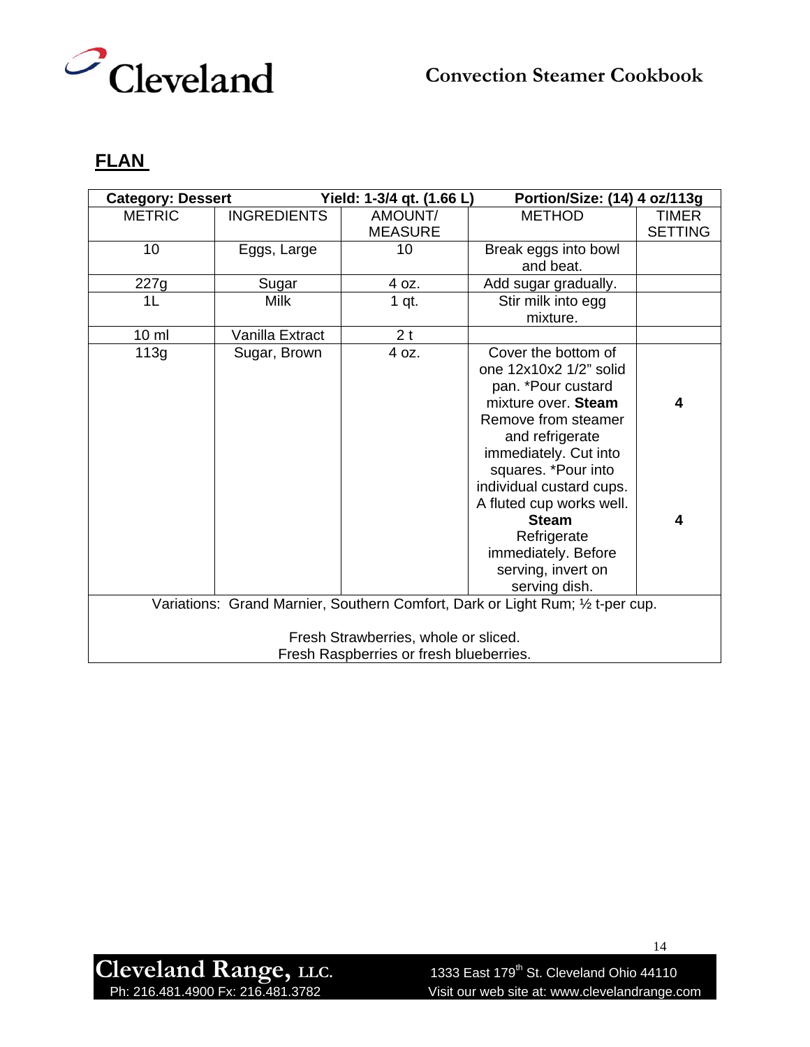## FLAN

| Category: Dessert | | Yield: 1-3/4 qt. (1.66 L) | Portion/Size: (14) 4 oz/113g | |
|---|---|---|---|---|
| METRIC | INGREDIENTS | AMOUNT/ MEASURE | METHOD | TIMER SETTING |
| 10 | Eggs, Large | 10 | Break eggs into bowl and beat. | |
| 227g | Sugar | 4 oz. | Add sugar gradually. | |
| 1L | Milk | 1 qt. | Stir milk into egg mixture. | |
| 10 ml | Vanilla Extract | 2 t | | |
| 113g | Sugar, Brown | 4 oz. | Cover the bottom of one 12x10x2 1/2" solid pan. *Pour custard mixture over. **Steam** Remove from steamer and refrigerate immediately. Cut into squares. *Pour into individual custard cups. A fluted cup works well. **Steam** Refrigerate immediately. Before serving, invert on serving dish. | **4**<br><br>**4** |
| Variations: Grand Marnier, Southern Comfort, Dark or Light Rum; ½ t-per cup.<br><br>Fresh Strawberries, whole or sliced.<br>Fresh Raspberries or fresh blueberries. | | | | |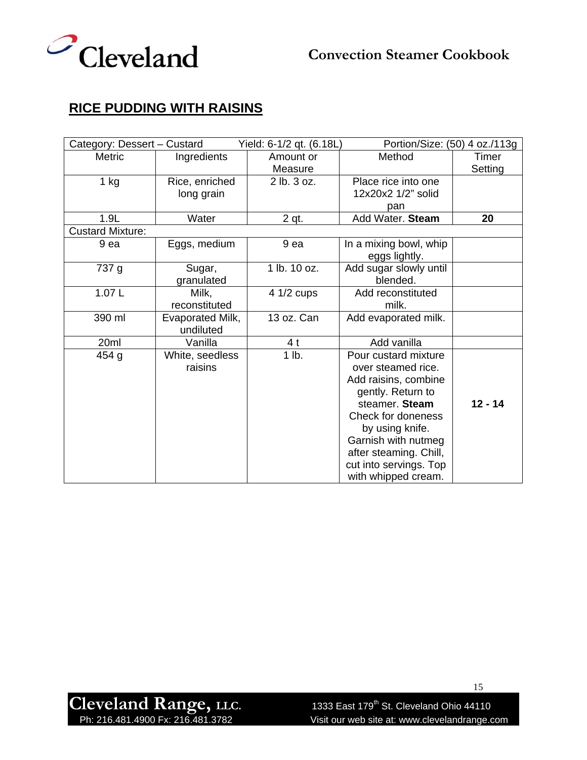## RICE PUDDING WITH RAISINS

| Category: Dessert – Custard | | Yield: 6-1/2 qt. (6.18L) | Portion/Size: (50) 4 oz./113g | |
|---|---|---|---|---|
| Metric | Ingredients | Amount or Measure | Method | Timer Setting |
| 1 kg | Rice, enriched long grain | 2 lb. 3 oz. | Place rice into one 12x20x2 1/2" solid pan | |
| 1.9L | Water | 2 qt. | Add Water. **Steam** | **20** |
| Custard Mixture: | | | | |
| 9 ea | Eggs, medium | 9 ea | In a mixing bowl, whip eggs lightly. | |
| 737 g | Sugar, granulated | 1 lb. 10 oz. | Add sugar slowly until blended. | |
| 1.07 L | Milk, reconstituted | 4 1/2 cups | Add reconstituted milk. | |
| 390 ml | Evaporated Milk, undiluted | 13 oz. Can | Add evaporated milk. | |
| 20ml | Vanilla | 4 t | Add vanilla | |
| 454 g | White, seedless raisins | 1 lb. | Pour custard mixture over steamed rice. Add raisins, combine gently. Return to steamer. **Steam** Check for doneness by using knife. Garnish with nutmeg after steaming. Chill, cut into servings. Top with whipped cream. | **12 - 14** |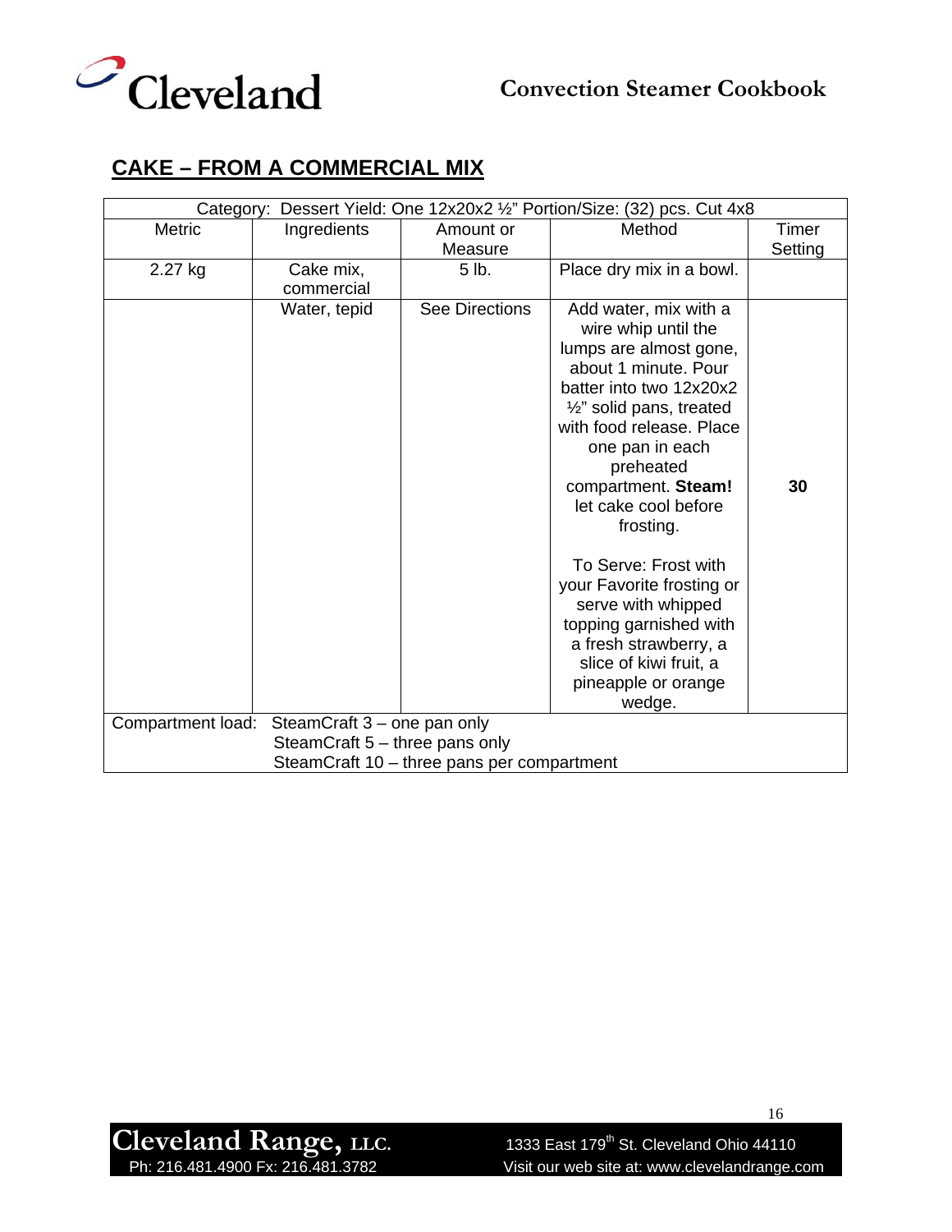## CAKE – FROM A COMMERCIAL MIX

| Category: Dessert Yield: One 12x20x2 ½" Portion/Size: (32) pcs. Cut 4x8 | | | | |
|---|---|---|---|---|
| Metric | Ingredients | Amount or Measure | Method | Timer Setting |
| 2.27 kg | Cake mix, commercial | 5 lb. | Place dry mix in a bowl. | |
| | Water, tepid | See Directions | Add water, mix with a wire whip until the lumps are almost gone, about 1 minute. Pour batter into two 12x20x2 ½" solid pans, treated with food release. Place one pan in each preheated compartment. **Steam!** let cake cool before frosting.<br><br>To Serve: Frost with your Favorite frosting or serve with whipped topping garnished with a fresh strawberry, a slice of kiwi fruit, a pineapple or orange wedge. | **30** |
| Compartment load: SteamCraft 3 – one pan only<br>SteamCraft 5 – three pans only<br>SteamCraft 10 – three pans per compartment | | | | |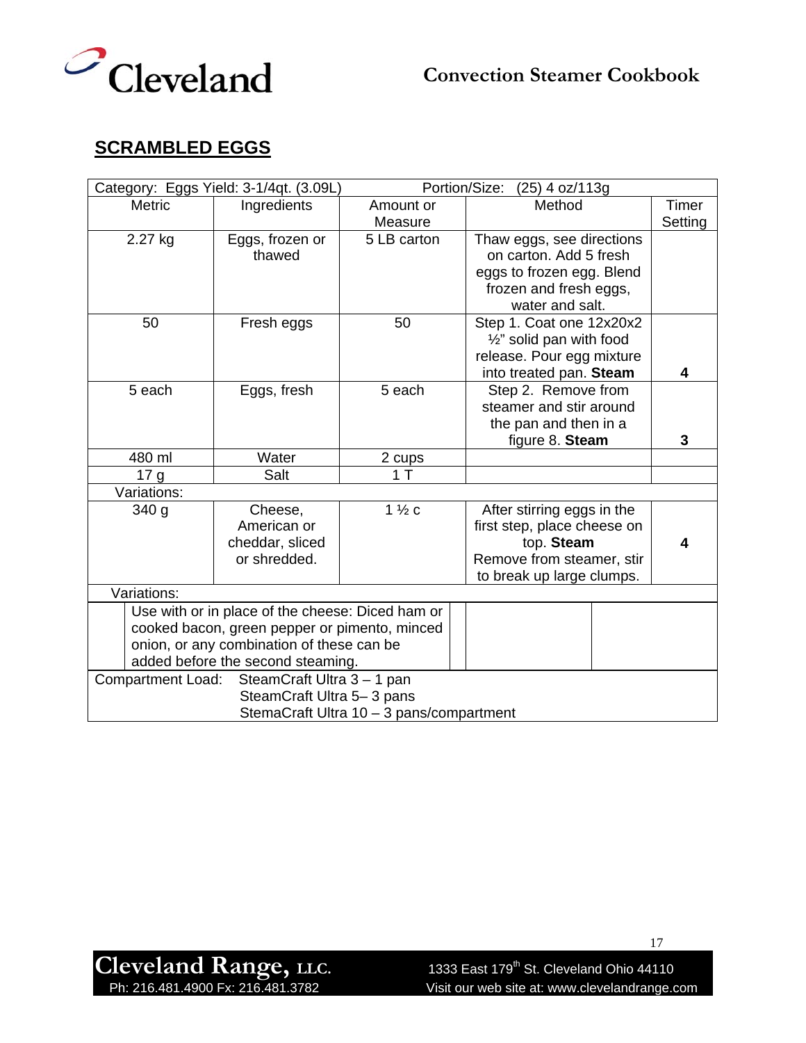## SCRAMBLED EGGS

| Category: Eggs Yield: 3-1/4qt. (3.09L) | | Portion/Size: (25) 4 oz/113g | | |
|---|---|---|---|---|
| Metric | Ingredients | Amount or Measure | Method | Timer Setting |
| 2.27 kg | Eggs, frozen or thawed | 5 LB carton | Thaw eggs, see directions on carton. Add 5 fresh eggs to frozen egg. Blend frozen and fresh eggs, water and salt. | |
| 50 | Fresh eggs | 50 | Step 1. Coat one 12x20x2 ½" solid pan with food release. Pour egg mixture into treated pan. **Steam** | **4** |
| 5 each | Eggs, fresh | 5 each | Step 2. Remove from steamer and stir around the pan and then in a figure 8. **Steam** | **3** |
| 480 ml | Water | 2 cups | | |
| 17 g | Salt | 1 T | | |
| Variations: | | | | |
| 340 g | Cheese, American or cheddar, sliced or shredded. | 1 ½ c | After stirring eggs in the first step, place cheese on top. **Steam** Remove from steamer, stir to break up large clumps. | **4** |
| Variations: | | | | |
| Use with or in place of the cheese: Diced ham or cooked bacon, green pepper or pimento, minced onion, or any combination of these can be added before the second steaming. | | | | |
| Compartment Load: SteamCraft Ultra 3 – 1 pan; SteamCraft Ultra 5– 3 pans; StemaCraft Ultra 10 – 3 pans/compartment | | | | |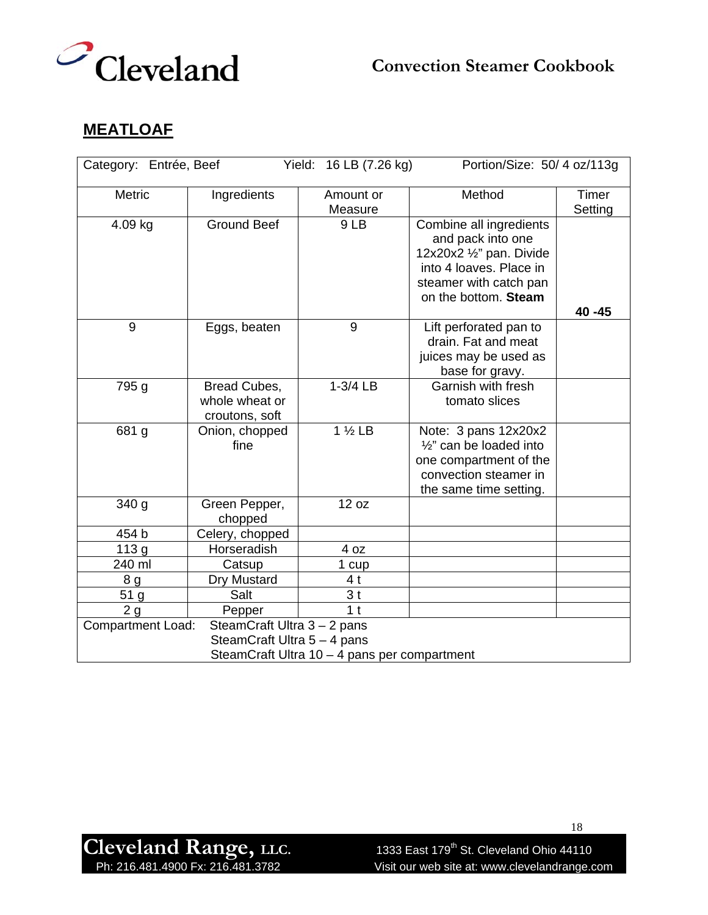## MEATLOAF

| Category: Entrée, Beef | | Yield: 16 LB (7.26 kg) | Portion/Size: 50/ 4 oz/113g | |
|---|---|---|---|---|
| Metric | Ingredients | Amount or Measure | Method | Timer Setting |
| 4.09 kg | Ground Beef | 9 LB | Combine all ingredients and pack into one 12x20x2 ½" pan. Divide into 4 loaves. Place in steamer with catch pan on the bottom. **Steam** | **40 -45** |
| 9 | Eggs, beaten | 9 | Lift perforated pan to drain. Fat and meat juices may be used as base for gravy. | |
| 795 g | Bread Cubes, whole wheat or croutons, soft | 1-3/4 LB | Garnish with fresh tomato slices | |
| 681 g | Onion, chopped fine | 1 ½ LB | Note: 3 pans 12x20x2 ½" can be loaded into one compartment of the convection steamer in the same time setting. | |
| 340 g | Green Pepper, chopped | 12 oz | | |
| 454 b | Celery, chopped | | | |
| 113 g | Horseradish | 4 oz | | |
| 240 ml | Catsup | 1 cup | | |
| 8 g | Dry Mustard | 4 t | | |
| 51 g | Salt | 3 t | | |
| 2 g | Pepper | 1 t | | |

Compartment Load: SteamCraft Ultra 3 – 2 pans
SteamCraft Ultra 5 – 4 pans
SteamCraft Ultra 10 – 4 pans per compartment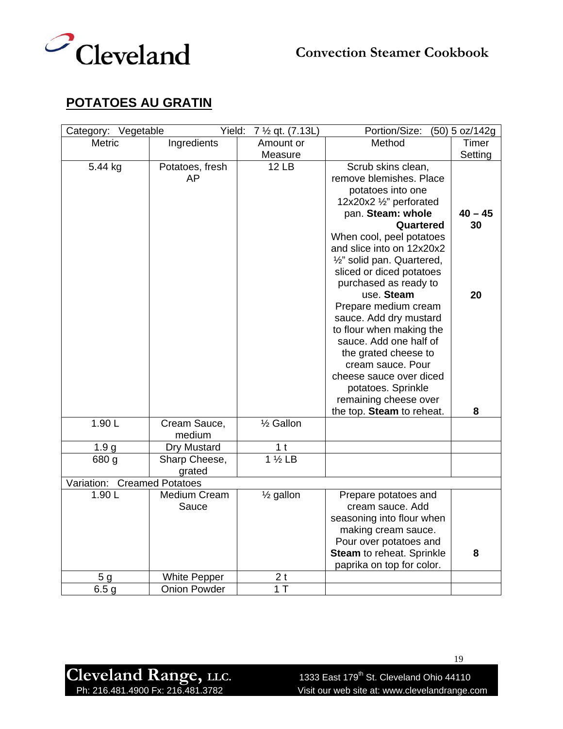## POTATOES AU GRATIN

| Category: Vegetable | | Yield: 7 ½ qt. (7.13L) | Portion/Size: (50) 5 oz/142g | |
|---|---|---|---|---|
| Metric | Ingredients | Amount or Measure | Method | Timer Setting |
| 5.44 kg | Potatoes, fresh AP | 12 LB | Scrub skins clean, remove blemishes. Place potatoes into one 12x20x2 ½" perforated pan. **Steam: whole** **Quartered** When cool, peel potatoes and slice into on 12x20x2 ½" solid pan. Quartered, sliced or diced potatoes purchased as ready to use. **Steam** Prepare medium cream sauce. Add dry mustard to flour when making the sauce. Add one half of the grated cheese to cream sauce. Pour cheese sauce over diced potatoes. Sprinkle remaining cheese over the top. **Steam** to reheat. | **40 – 45** **30** **20** **8** |
| 1.90 L | Cream Sauce, medium | ½ Gallon | | |
| 1.9 g | Dry Mustard | 1 t | | |
| 680 g | Sharp Cheese, grated | 1 ½ LB | | |
| Variation: Creamed Potatoes | | | | |
| 1.90 L | Medium Cream Sauce | ½ gallon | Prepare potatoes and cream sauce. Add seasoning into flour when making cream sauce. Pour over potatoes and **Steam** to reheat. Sprinkle paprika on top for color. | **8** |
| 5 g | White Pepper | 2 t | | |
| 6.5 g | Onion Powder | 1 T | | |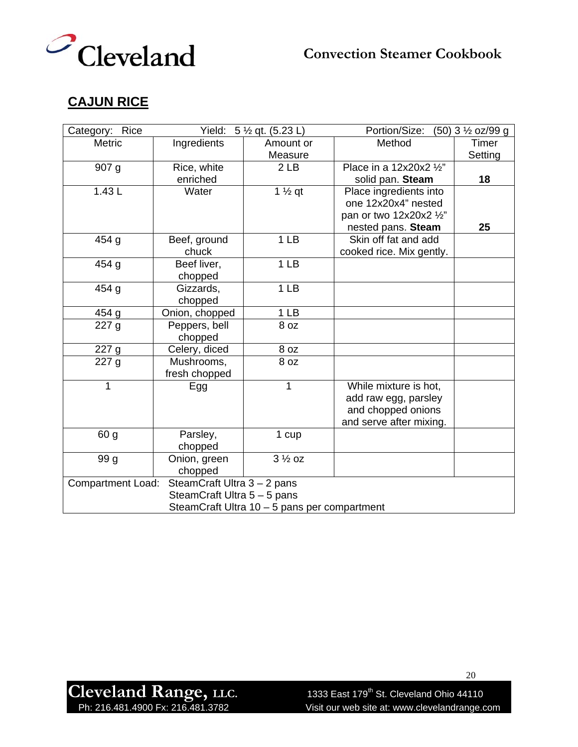## CAJUN RICE

| Category: Rice | Yield: 5 ½ qt. (5.23 L) | | Portion/Size: (50) 3 ½ oz/99 g | |
|---|---|---|---|---|
| Metric | Ingredients | Amount or Measure | Method | Timer Setting |
| 907 g | Rice, white enriched | 2 LB | Place in a 12x20x2 ½" solid pan. **Steam** | **18** |
| 1.43 L | Water | 1 ½ qt | Place ingredients into one 12x20x4" nested pan or two 12x20x2 ½" nested pans. **Steam** | **25** |
| 454 g | Beef, ground chuck | 1 LB | Skin off fat and add cooked rice. Mix gently. | |
| 454 g | Beef liver, chopped | 1 LB | | |
| 454 g | Gizzards, chopped | 1 LB | | |
| 454 g | Onion, chopped | 1 LB | | |
| 227 g | Peppers, bell chopped | 8 oz | | |
| 227 g | Celery, diced | 8 oz | | |
| 227 g | Mushrooms, fresh chopped | 8 oz | | |
| 1 | Egg | 1 | While mixture is hot, add raw egg, parsley and chopped onions and serve after mixing. | |
| 60 g | Parsley, chopped | 1 cup | | |
| 99 g | Onion, green chopped | 3 ½ oz | | |
| Compartment Load: SteamCraft Ultra 3 – 2 pans; SteamCraft Ultra 5 – 5 pans; SteamCraft Ultra 10 – 5 pans per compartment | | | | |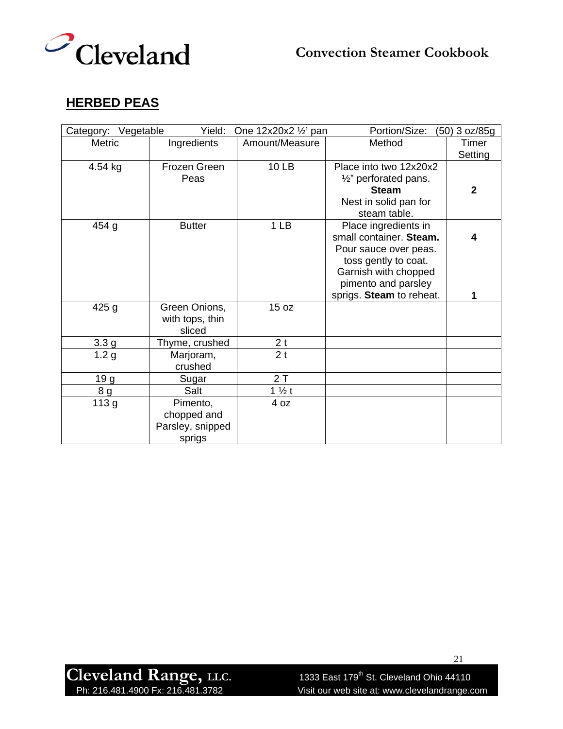## HERBED PEAS

| Category: Vegetable | Yield: One 12x20x2 ½' pan | | Portion/Size: (50) 3 oz/85g | |
|---|---|---|---|---|
| Metric | Ingredients | Amount/Measure | Method | Timer Setting |
| 4.54 kg | Frozen Green Peas | 10 LB | Place into two 12x20x2 ½" perforated pans. **Steam** Nest in solid pan for steam table. | **2** |
| 454 g | Butter | 1 LB | Place ingredients in small container. **Steam.** Pour sauce over peas. toss gently to coat. Garnish with chopped pimento and parsley sprigs. **Steam** to reheat. | **4** **1** |
| 425 g | Green Onions, with tops, thin sliced | 15 oz | | |
| 3.3 g | Thyme, crushed | 2 t | | |
| 1.2 g | Marjoram, crushed | 2 t | | |
| 19 g | Sugar | 2 T | | |
| 8 g | Salt | 1 ½ t | | |
| 113 g | Pimento, chopped and Parsley, snipped sprigs | 4 oz | | |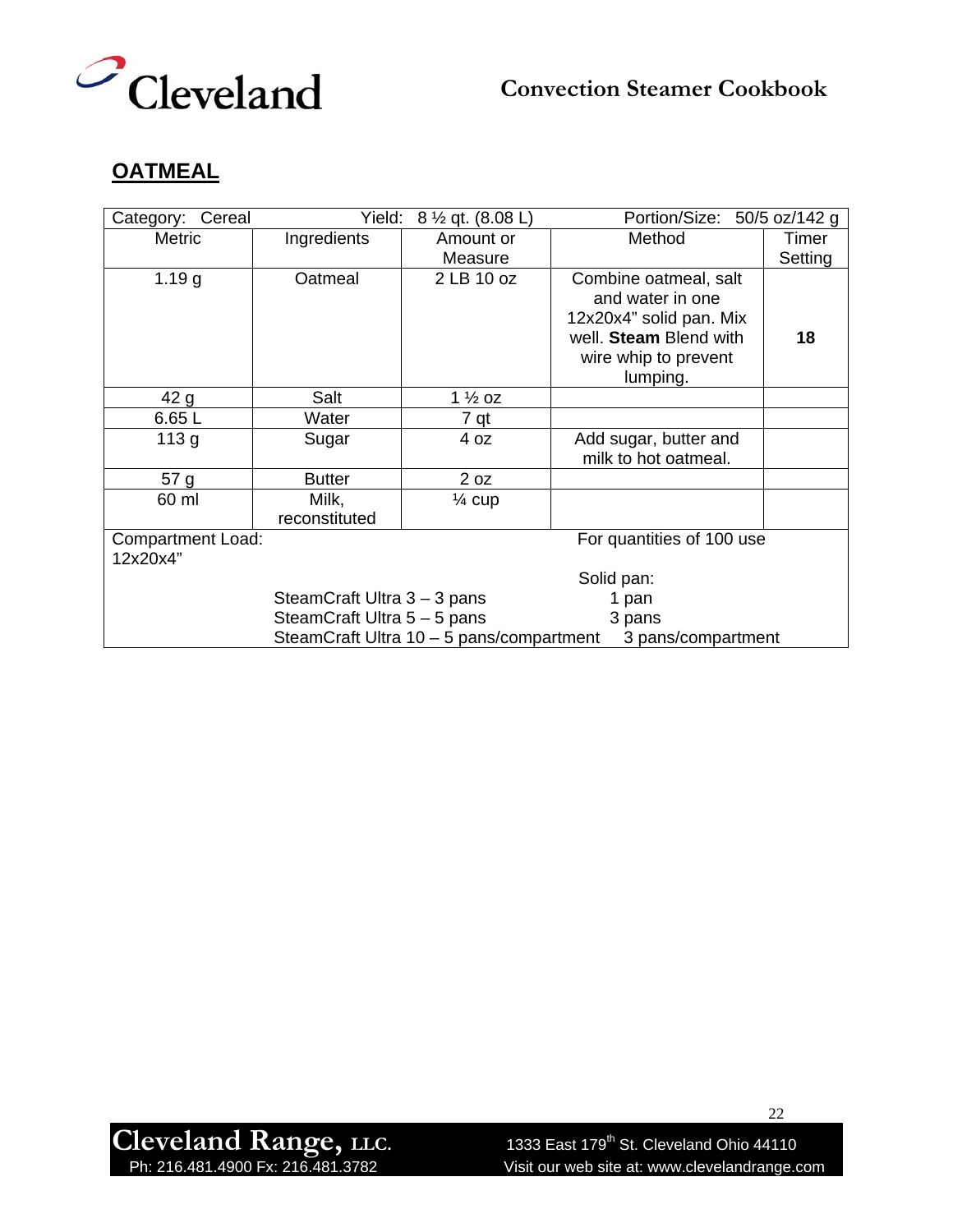## OATMEAL

| Category: Cereal | | Yield: 8 ½ qt. (8.08 L) | Portion/Size: 50/5 oz/142 g | |
|---|---|---|---|---|
| Metric | Ingredients | Amount or Measure | Method | Timer Setting |
| 1.19 g | Oatmeal | 2 LB 10 oz | Combine oatmeal, salt and water in one 12x20x4" solid pan. Mix well. **Steam** Blend with wire whip to prevent lumping. | **18** |
| 42 g | Salt | 1 ½ oz | | |
| 6.65 L | Water | 7 qt | | |
| 113 g | Sugar | 4 oz | Add sugar, butter and milk to hot oatmeal. | |
| 57 g | Butter | 2 oz | | |
| 60 ml | Milk, reconstituted | ¼ cup | | |

Compartment Load: 12x20x4"

For quantities of 100 use

| | Solid pan: |
|---|---|
| SteamCraft Ultra 3 – 3 pans | 1 pan |
| SteamCraft Ultra 5 – 5 pans | 3 pans |
| SteamCraft Ultra 10 – 5 pans/compartment | 3 pans/compartment |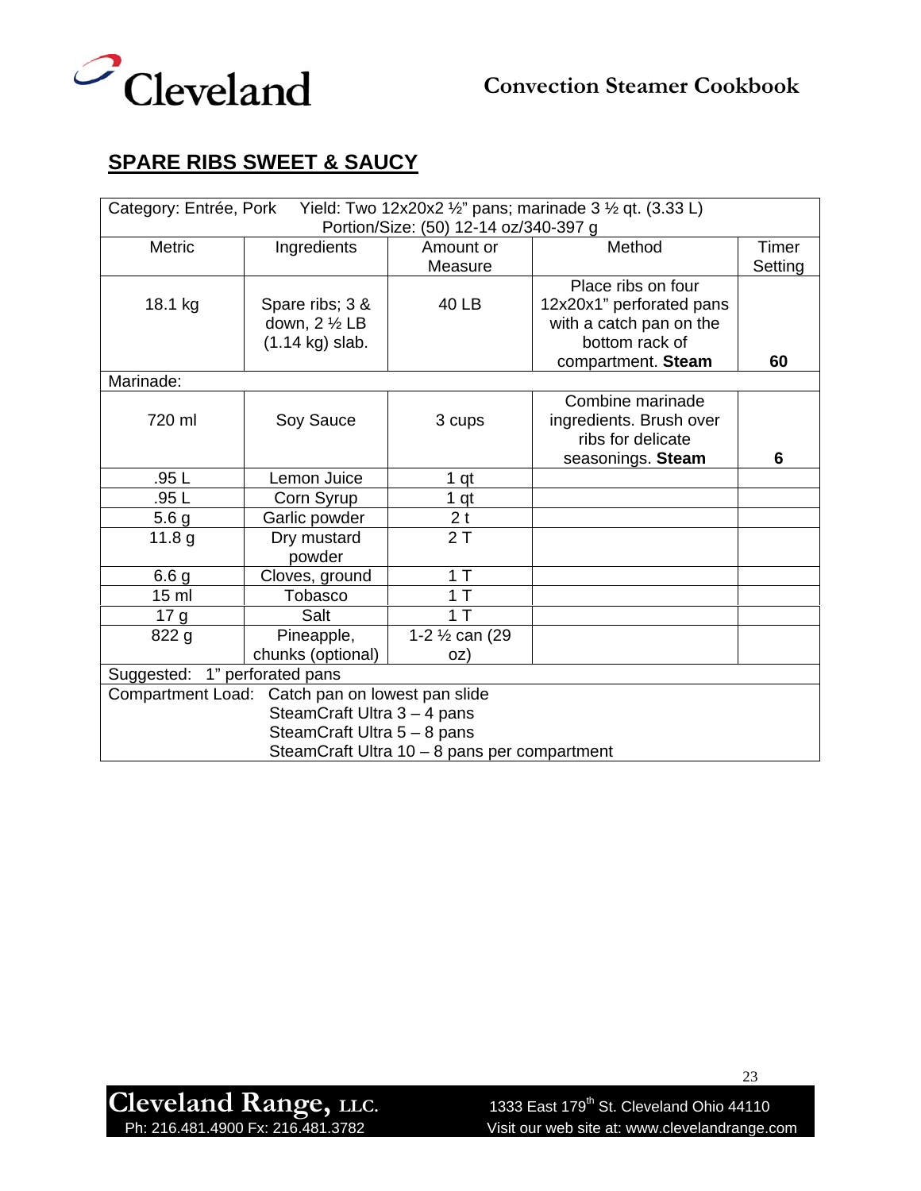## SPARE RIBS SWEET & SAUCY

| Category: Entrée, Pork Yield: Two 12x20x2 ½" pans; marinade 3 ½ qt. (3.33 L) Portion/Size: (50) 12-14 oz/340-397 g | | | | |
|---|---|---|---|---|
| Metric | Ingredients | Amount or Measure | Method | Timer Setting |
| 18.1 kg | Spare ribs; 3 & down, 2 ½ LB (1.14 kg) slab. | 40 LB | Place ribs on four 12x20x1" perforated pans with a catch pan on the bottom rack of compartment. **Steam** | **60** |
| Marinade: | | | | |
| 720 ml | Soy Sauce | 3 cups | Combine marinade ingredients. Brush over ribs for delicate seasonings. **Steam** | **6** |
| .95 L | Lemon Juice | 1 qt | | |
| .95 L | Corn Syrup | 1 qt | | |
| 5.6 g | Garlic powder | 2 t | | |
| 11.8 g | Dry mustard powder | 2 T | | |
| 6.6 g | Cloves, ground | 1 T | | |
| 15 ml | Tobasco | 1 T | | |
| 17 g | Salt | 1 T | | |
| 822 g | Pineapple, chunks (optional) | 1-2 ½ can (29 oz) | | |
| Suggested: 1" perforated pans | | | | |
| Compartment Load: Catch pan on lowest pan slide<br>SteamCraft Ultra 3 – 4 pans<br>SteamCraft Ultra 5 – 8 pans<br>SteamCraft Ultra 10 – 8 pans per compartment | | | | |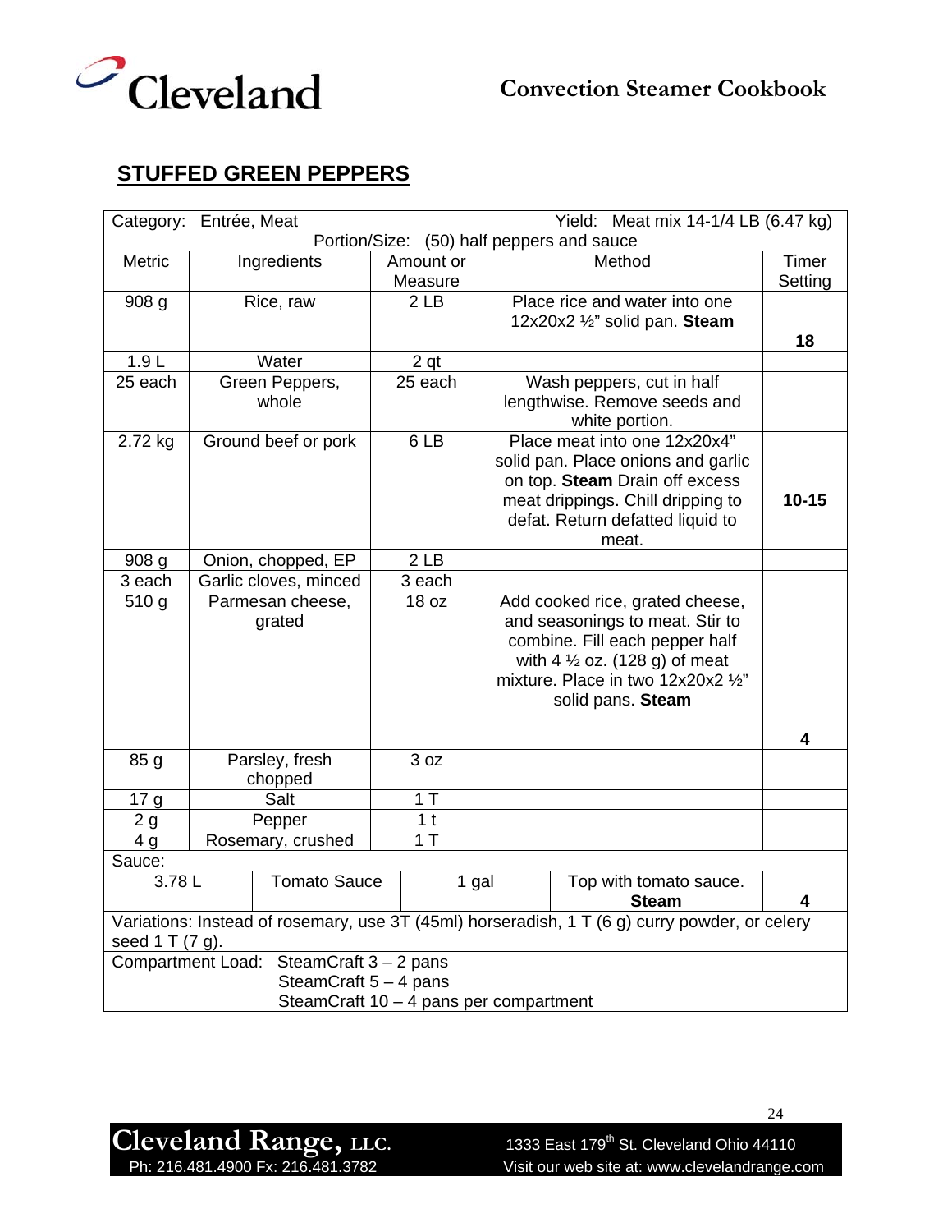## STUFFED GREEN PEPPERS

| Category: Entrée, Meat | | | Yield: Meat mix 14-1/4 LB (6.47 kg) | |
|---|---|---|---|---|
| Portion/Size: (50) half peppers and sauce | | | | |
| Metric | Ingredients | Amount or Measure | Method | Timer Setting |
| 908 g | Rice, raw | 2 LB | Place rice and water into one 12x20x2 ½" solid pan. **Steam** | **18** |
| 1.9 L | Water | 2 qt | | |
| 25 each | Green Peppers, whole | 25 each | Wash peppers, cut in half lengthwise. Remove seeds and white portion. | |
| 2.72 kg | Ground beef or pork | 6 LB | Place meat into one 12x20x4" solid pan. Place onions and garlic on top. **Steam** Drain off excess meat drippings. Chill dripping to defat. Return defatted liquid to meat. | **10-15** |
| 908 g | Onion, chopped, EP | 2 LB | | |
| 3 each | Garlic cloves, minced | 3 each | | |
| 510 g | Parmesan cheese, grated | 18 oz | Add cooked rice, grated cheese, and seasonings to meat. Stir to combine. Fill each pepper half with 4 ½ oz. (128 g) of meat mixture. Place in two 12x20x2 ½" solid pans. **Steam** | **4** |
| 85 g | Parsley, fresh chopped | 3 oz | | |
| 17 g | Salt | 1 T | | |
| 2 g | Pepper | 1 t | | |
| 4 g | Rosemary, crushed | 1 T | | |
| Sauce: | | | | |
| 3.78 L | Tomato Sauce | 1 gal | Top with tomato sauce. **Steam** | **4** |
| Variations: Instead of rosemary, use 3T (45ml) horseradish, 1 T (6 g) curry powder, or celery seed 1 T (7 g). | | | | |
| Compartment Load: SteamCraft 3 – 2 pans; SteamCraft 5 – 4 pans; SteamCraft 10 – 4 pans per compartment | | | | |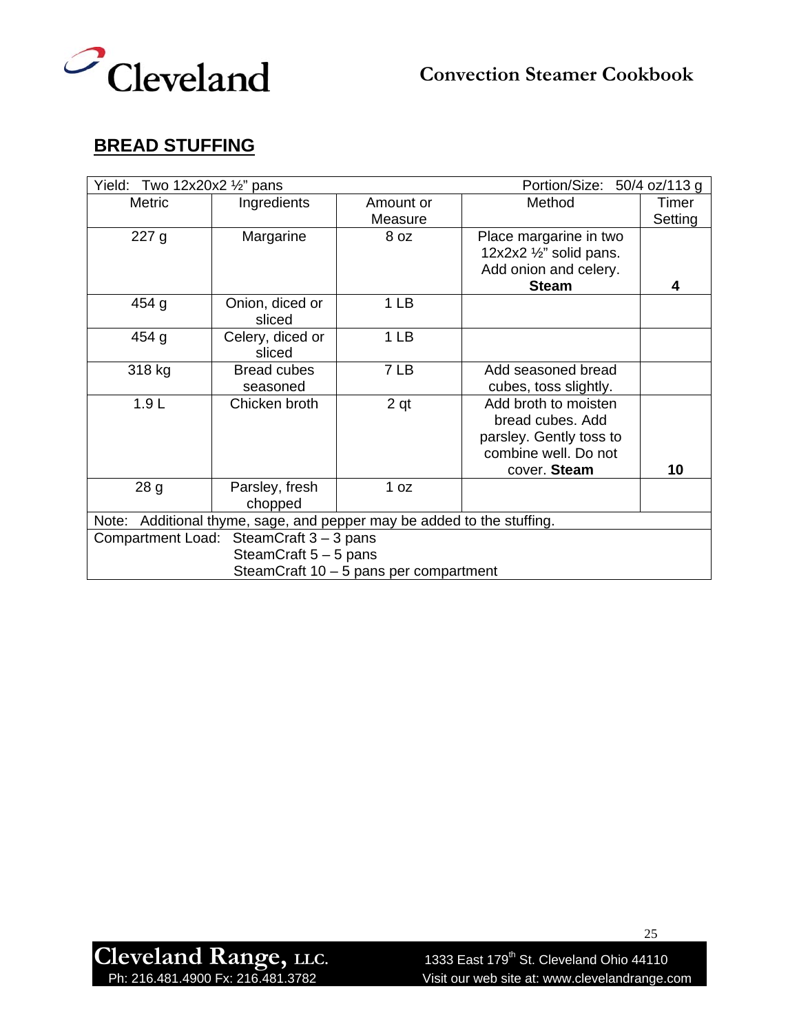## BREAD STUFFING

| Yield: Two 12x20x2 ½" pans | | | Portion/Size: 50/4 oz/113 g | |
|---|---|---|---|---|
| Metric | Ingredients | Amount or Measure | Method | Timer Setting |
| 227 g | Margarine | 8 oz | Place margarine in two 12x2x2 ½" solid pans. Add onion and celery. **Steam** | **4** |
| 454 g | Onion, diced or sliced | 1 LB | | |
| 454 g | Celery, diced or sliced | 1 LB | | |
| 318 kg | Bread cubes seasoned | 7 LB | Add seasoned bread cubes, toss slightly. | |
| 1.9 L | Chicken broth | 2 qt | Add broth to moisten bread cubes. Add parsley. Gently toss to combine well. Do not cover. **Steam** | **10** |
| 28 g | Parsley, fresh chopped | 1 oz | | |
| Note: Additional thyme, sage, and pepper may be added to the stuffing. | | | | |
| Compartment Load: SteamCraft 3 – 3 pans<br>SteamCraft 5 – 5 pans<br>SteamCraft 10 – 5 pans per compartment | | | | |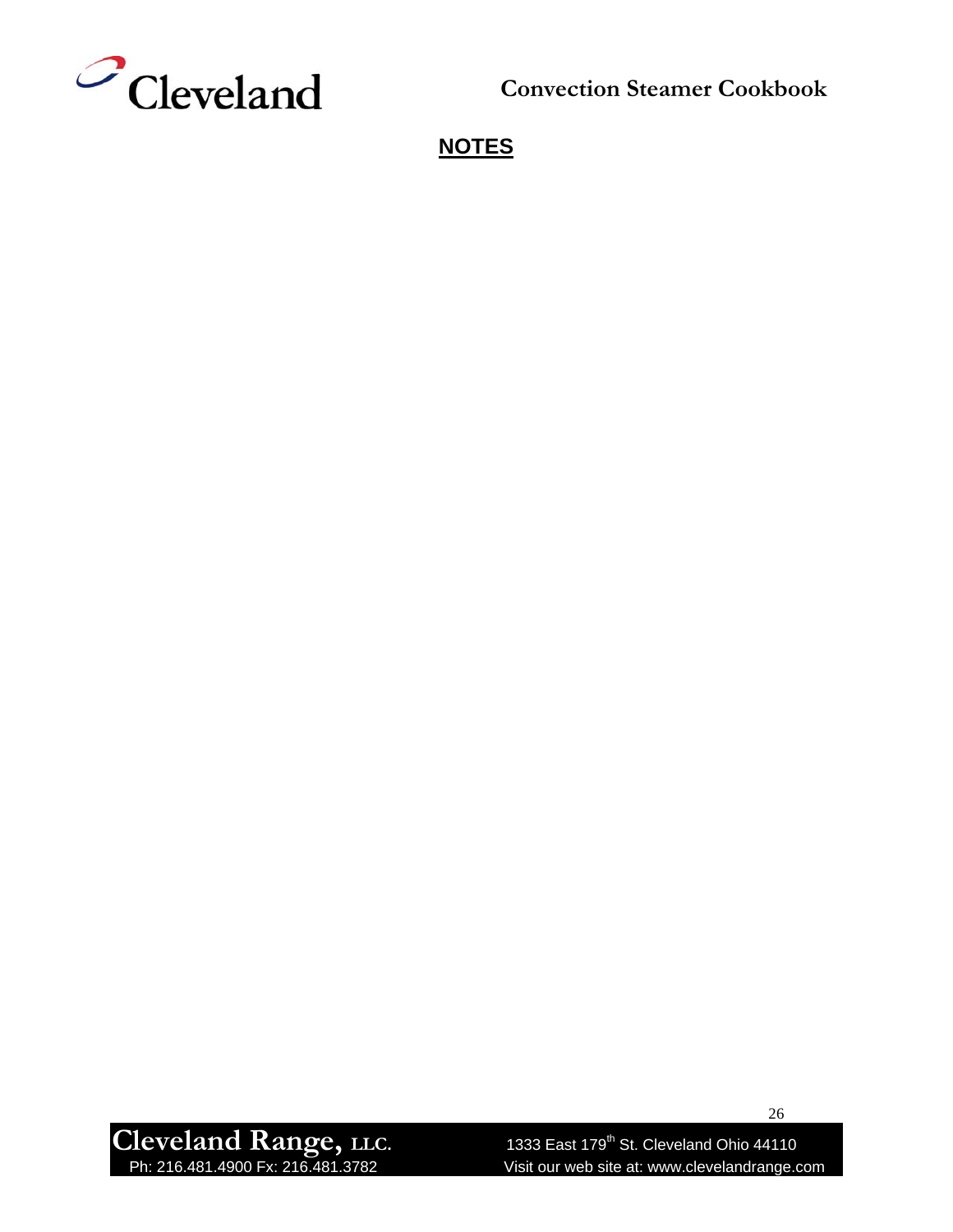## NOTES